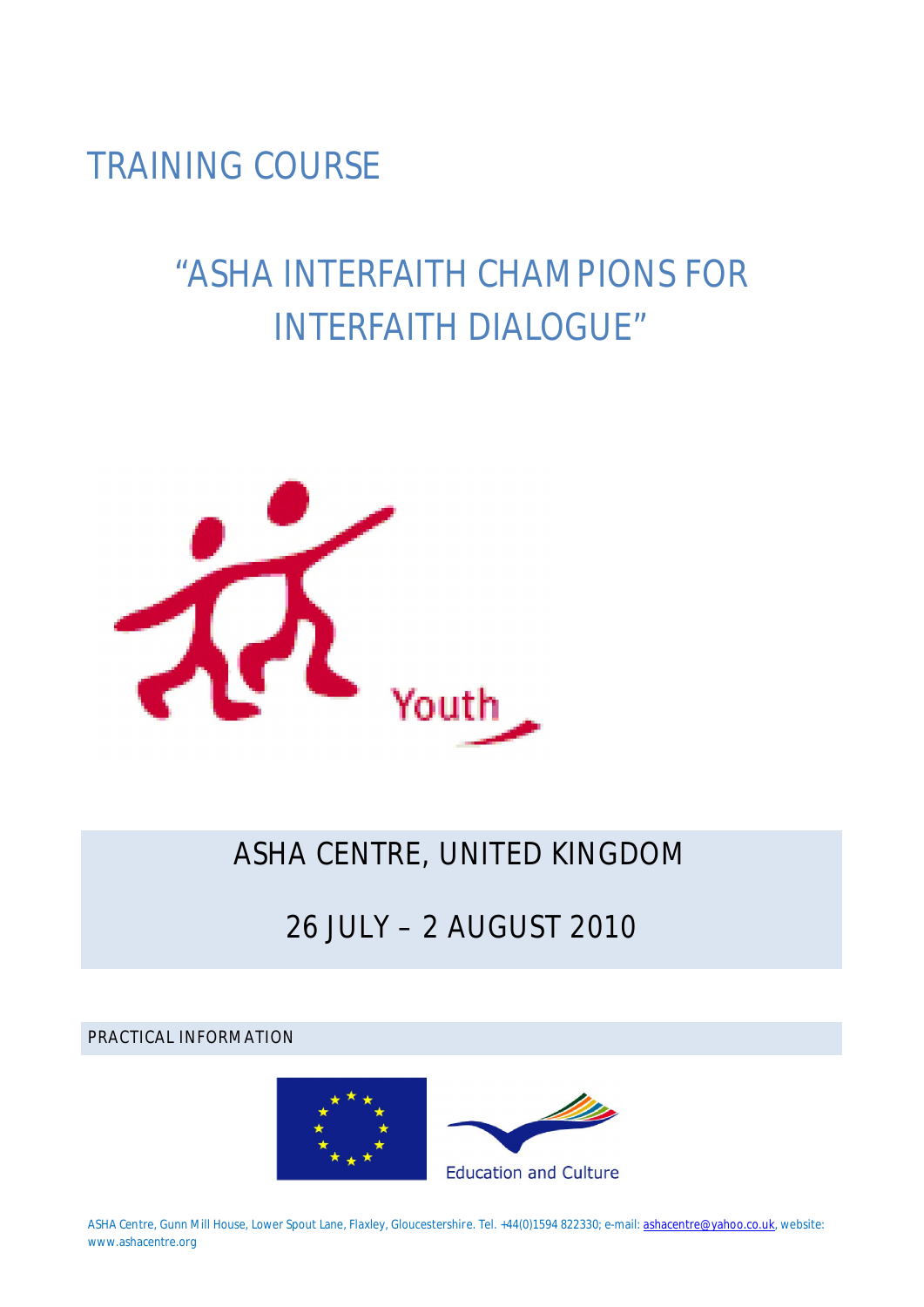# TRAINING COURSE

## "ASHA INTERFAITH CHAMPIONS FOR INTERFAITH DIALOGUE"

Youth

## ASHA CENTRE, UNITED KINGDOM

## 26 JULY – 2 AUGUST 2010

PRACTICAL INFORMATION

Education and Culture

ASHA Centre, Gunn Mill House, Lower Spout Lane, Flaxley, Gloucestershire. Tel. +44(0)1594 822330; e-mail: ashacentre@yahoo.co.uk, website: www.ashacentre.org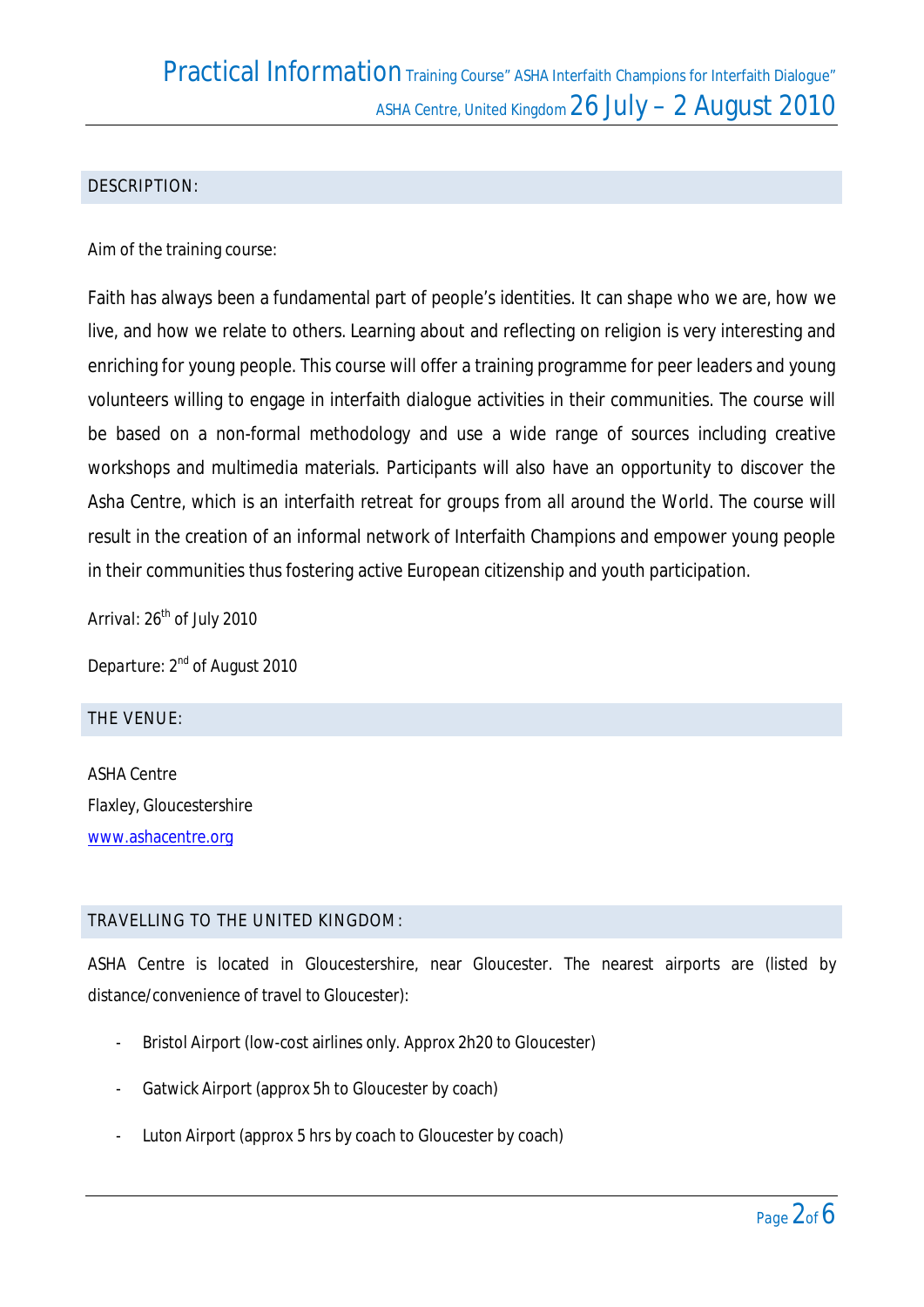## DESCRIPTION:

Aim of the training course:

Faith has always been a fundamental part of people's identities. It can shape who we are, how we live, and how we relate to others. Learning about and reflecting on religion is very interesting and enriching for young people. This course will offer a training programme for peer leaders and young volunteers willing to engage in interfaith dialogue activities in their communities. The course will be based on a non-formal methodology and use a wide range of sources including creative workshops and multimedia materials. Participants will also have an opportunity to discover the Asha Centre, which is an interfaith retreat for groups from all around the World. The course will result in the creation of an informal network of Interfaith Champions and empower young people in their communities thus fostering active European citizenship and youth participation.

Arrival: 26th of July 2010

Departure: 2nd of August 2010

## THE VENUE:

ASHA Centre
Flaxley, Gloucestershire
www.ashacentre.org

## TRAVELLING TO THE UNITED KINGDOM:

ASHA Centre is located in Gloucestershire, near Gloucester. The nearest airports are (listed by distance/convenience of travel to Gloucester):

- Bristol Airport (low-cost airlines only. Approx 2h20 to Gloucester)
- Gatwick Airport (approx 5h to Gloucester by coach)
- Luton Airport (approx 5 hrs by coach to Gloucester by coach)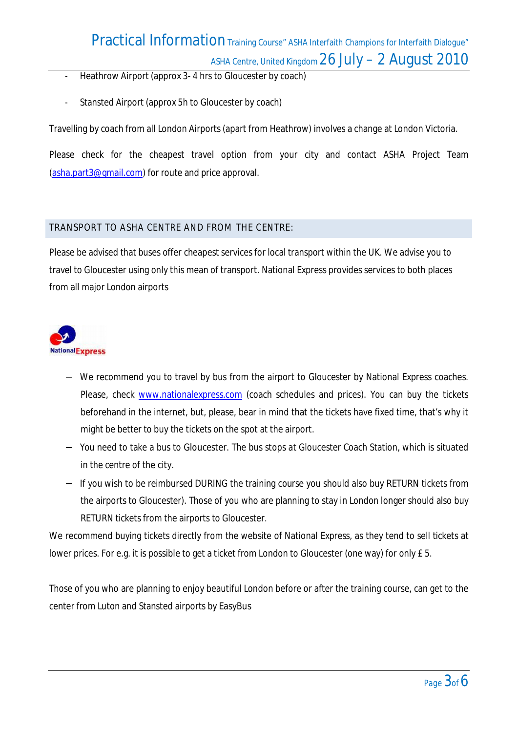- Heathrow Airport (approx 3- 4 hrs to Gloucester by coach)

- Stansted Airport (approx 5h to Gloucester by coach)

Travelling by coach from all London Airports (apart from Heathrow) involves a change at London Victoria.

Please check for the cheapest travel option from your city and contact ASHA Project Team (asha.part3@gmail.com) for route and price approval.

## TRANSPORT TO ASHA CENTRE AND FROM THE CENTRE:

Please be advised that buses offer cheapest services for local transport within the UK. We advise you to travel to Gloucester using only this mean of transport. National Express provides services to both places from all major London airports

- We recommend you to travel by bus from the airport to Gloucester by National Express coaches. Please, check www.nationalexpress.com (coach schedules and prices). You can buy the tickets beforehand in the internet, but, please, bear in mind that the tickets have fixed time, that's why it might be better to buy the tickets on the spot at the airport.
- You need to take a bus to Gloucester. The bus stops at Gloucester Coach Station, which is situated in the centre of the city.
- If you wish to be reimbursed DURING the training course you should also buy RETURN tickets from the airports to Gloucester). Those of you who are planning to stay in London longer should also buy RETURN tickets from the airports to Gloucester.

We recommend buying tickets directly from the website of National Express, as they tend to sell tickets at lower prices. For e.g. it is possible to get a ticket from London to Gloucester (one way) for only £ 5.

Those of you who are planning to enjoy beautiful London before or after the training course, can get to the center from Luton and Stansted airports by EasyBus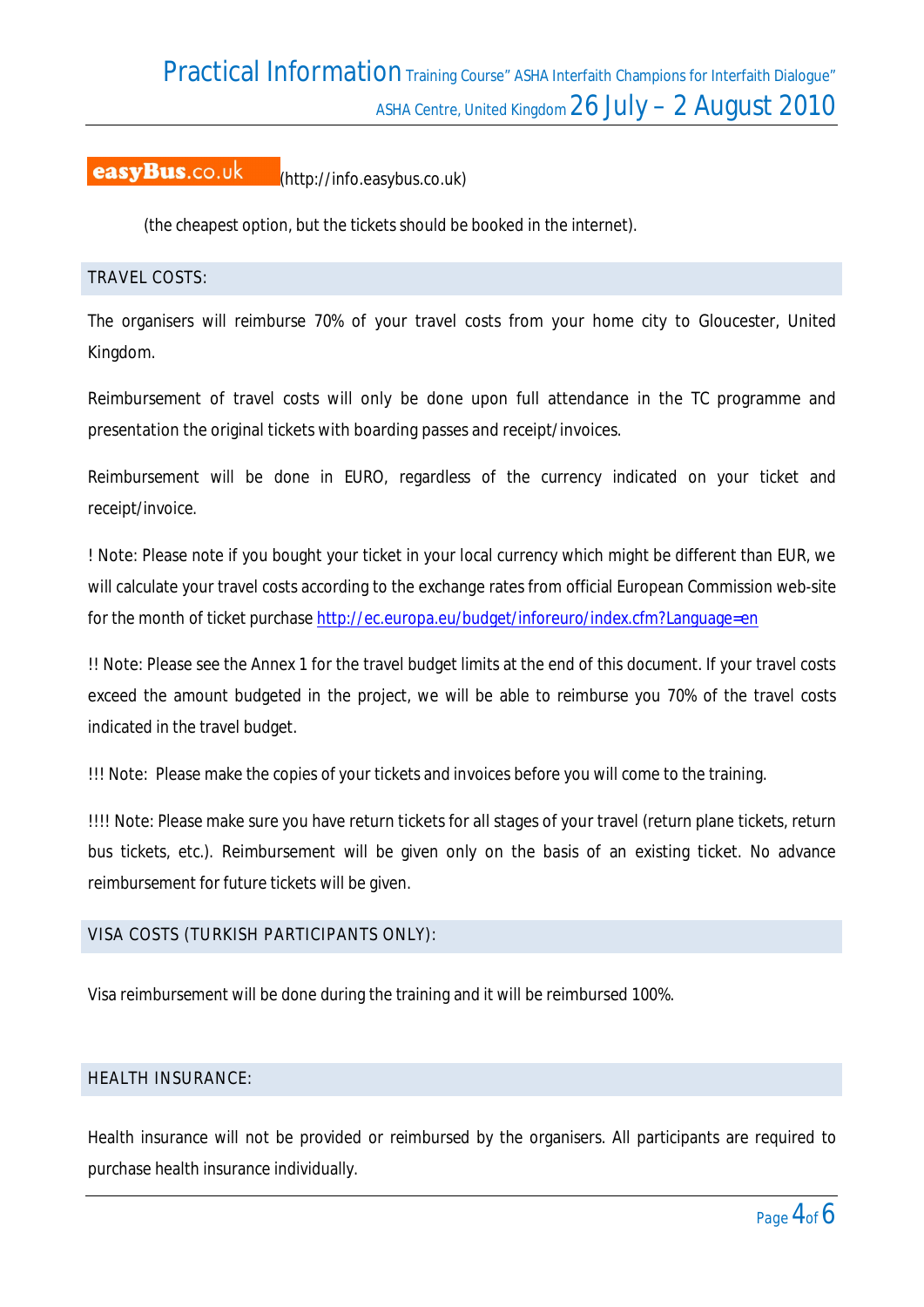**easyBus.co.uk** (http://info.easybus.co.uk)

(the cheapest option, but the tickets should be booked in the internet).

## TRAVEL COSTS:

The organisers will reimburse 70% of your travel costs from your home city to Gloucester, United Kingdom.

Reimbursement of travel costs will only be done upon full attendance in the TC programme and presentation the original tickets with boarding passes and receipt/invoices.

Reimbursement will be done in EURO, regardless of the currency indicated on your ticket and receipt/invoice.

! Note: Please note if you bought your ticket in your local currency which might be different than EUR, we will calculate your travel costs according to the exchange rates from official European Commission web-site for the month of ticket purchase http://ec.europa.eu/budget/inforeuro/index.cfm?Language=en

!! Note: Please see the Annex 1 for the travel budget limits at the end of this document. If your travel costs exceed the amount budgeted in the project, we will be able to reimburse you 70% of the travel costs indicated in the travel budget.

!!! Note: Please make the copies of your tickets and invoices before you will come to the training.

!!!! Note: Please make sure you have return tickets for all stages of your travel (return plane tickets, return bus tickets, etc.). Reimbursement will be given only on the basis of an existing ticket. No advance reimbursement for future tickets will be given.

## VISA COSTS (TURKISH PARTICIPANTS ONLY):

Visa reimbursement will be done during the training and it will be reimbursed 100%.

## HEALTH INSURANCE:

Health insurance will not be provided or reimbursed by the organisers. All participants are required to purchase health insurance individually.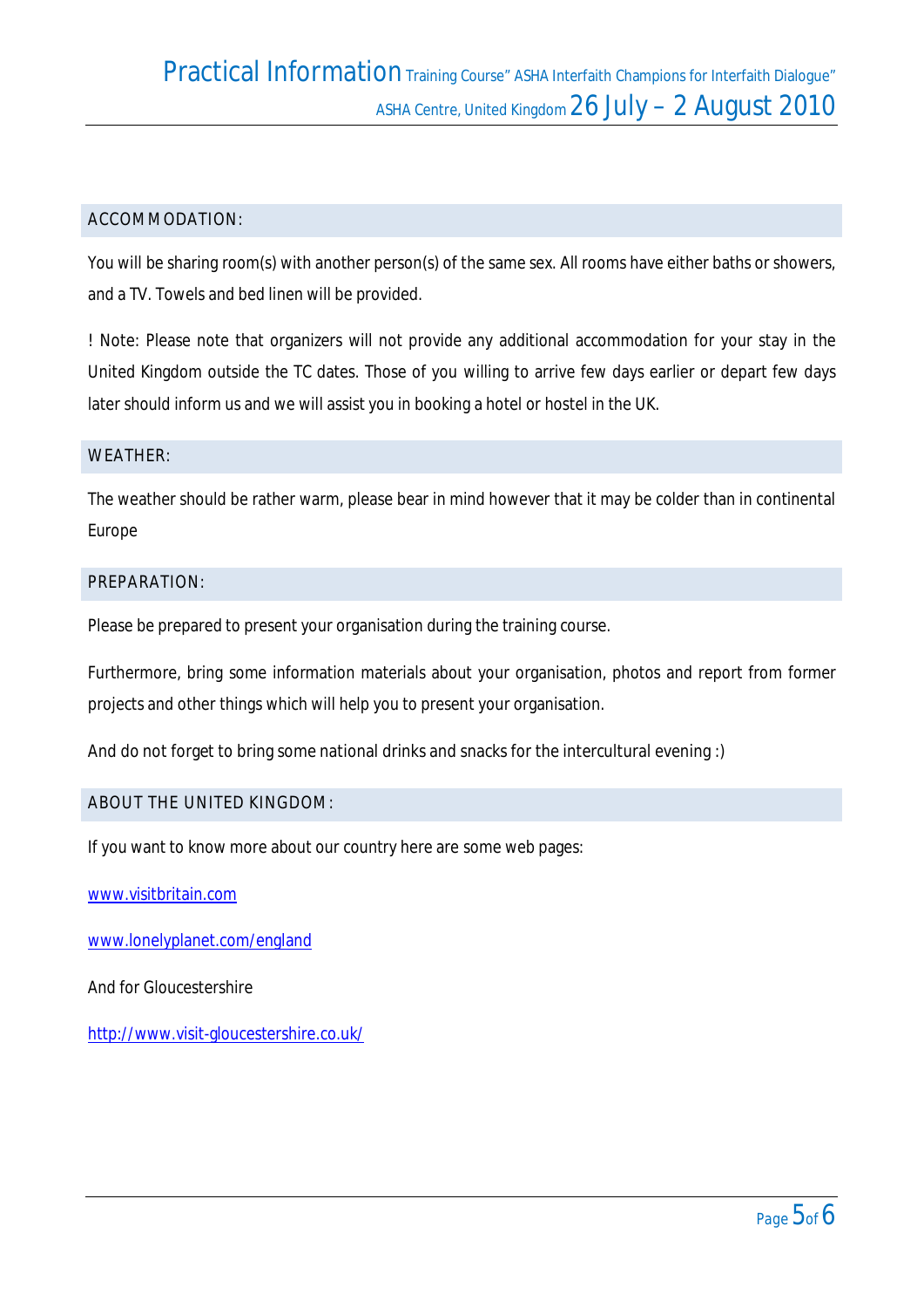## ACCOMMODATION:

You will be sharing room(s) with another person(s) of the same sex. All rooms have either baths or showers, and a TV. Towels and bed linen will be provided.

! Note: Please note that organizers will not provide any additional accommodation for your stay in the United Kingdom outside the TC dates. Those of you willing to arrive few days earlier or depart few days later should inform us and we will assist you in booking a hotel or hostel in the UK.

## WEATHER:

The weather should be rather warm, please bear in mind however that it may be colder than in continental Europe

## PREPARATION:

Please be prepared to present your organisation during the training course.

Furthermore, bring some information materials about your organisation, photos and report from former projects and other things which will help you to present your organisation.

And do not forget to bring some national drinks and snacks for the intercultural evening :)

## ABOUT THE UNITED KINGDOM:

If you want to know more about our country here are some web pages:

www.visitbritain.com

www.lonelyplanet.com/england

And for Gloucestershire

http://www.visit-gloucestershire.co.uk/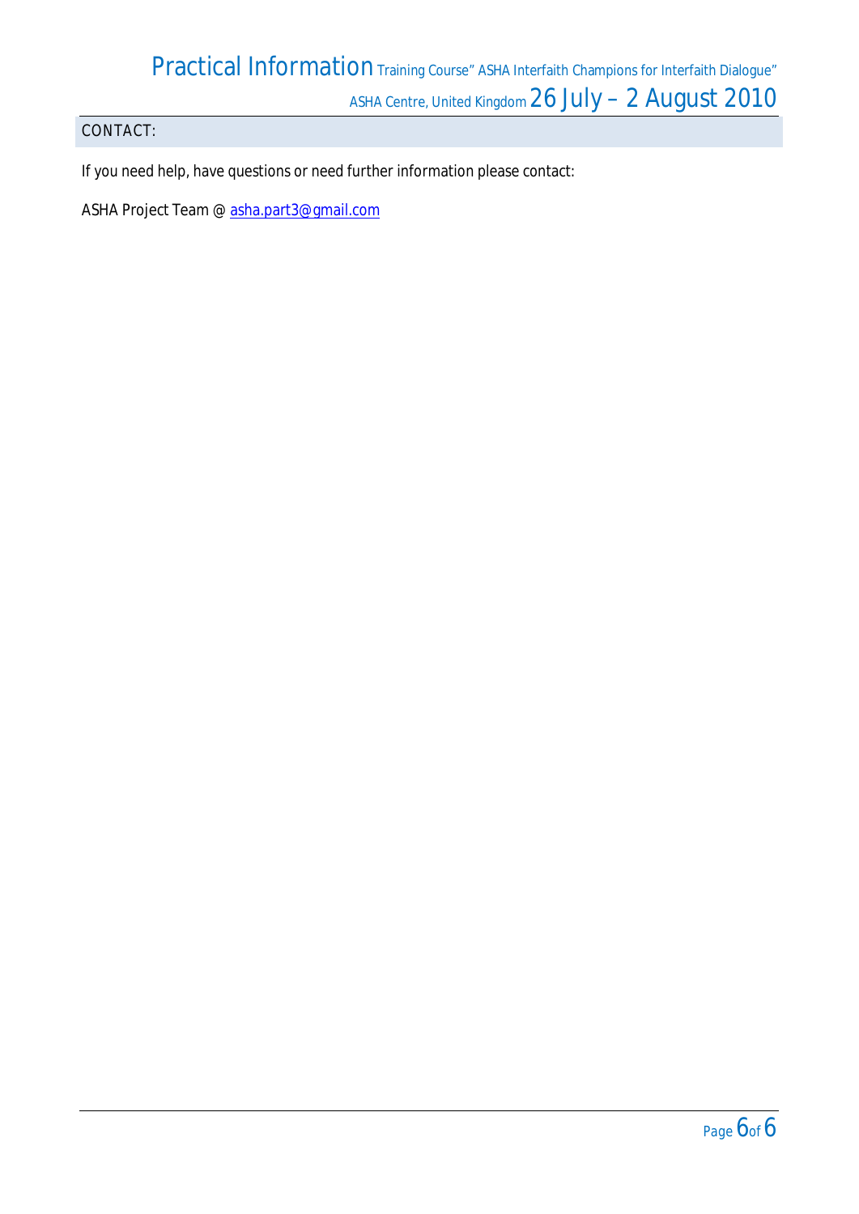## CONTACT:

If you need help, have questions or need further information please contact:

ASHA Project Team @ asha.part3@gmail.com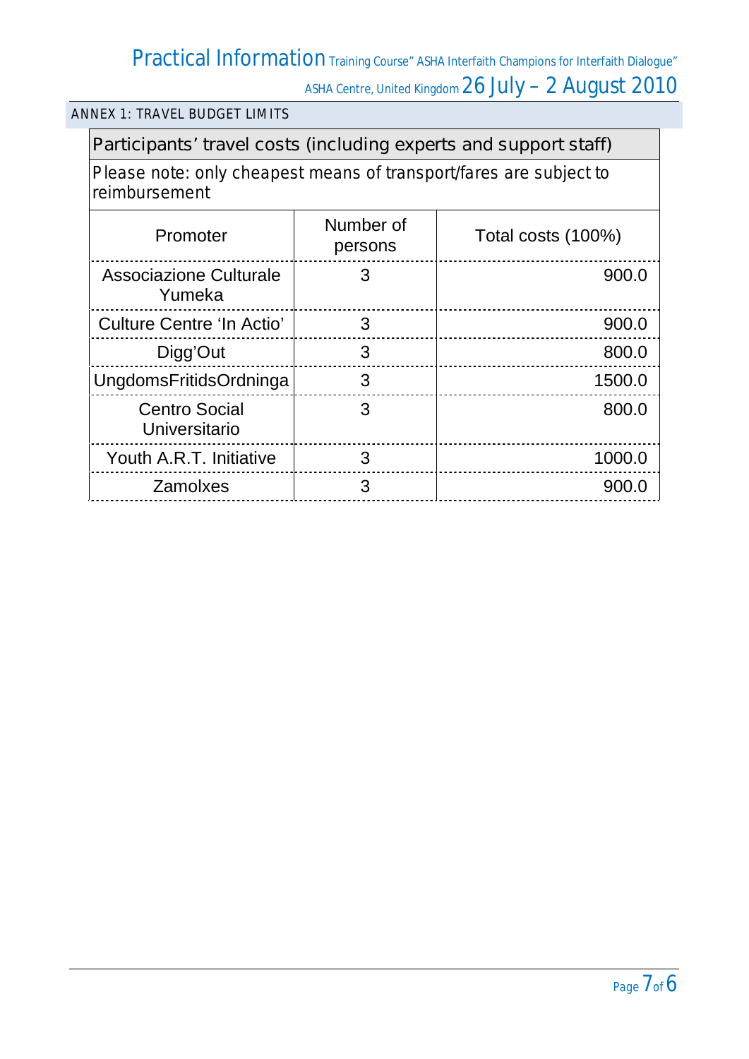ANNEX 1: TRAVEL BUDGET LIMITS

| Participants' travel costs (including experts and support staff) | | |
|---|---|---|
| Please note: only cheapest means of transport/fares are subject to reimbursement | | |
| Promoter | Number of persons | Total costs (100%) |
| Associazione Culturale Yumeka | 3 | 900.0 |
| Culture Centre 'In Actio' | 3 | 900.0 |
| Digg'Out | 3 | 800.0 |
| UngdomsFritidsOrdninga | 3 | 1500.0 |
| Centro Social Universitario | 3 | 800.0 |
| Youth A.R.T. Initiative | 3 | 1000.0 |
| Zamolxes | 3 | 900.0 |